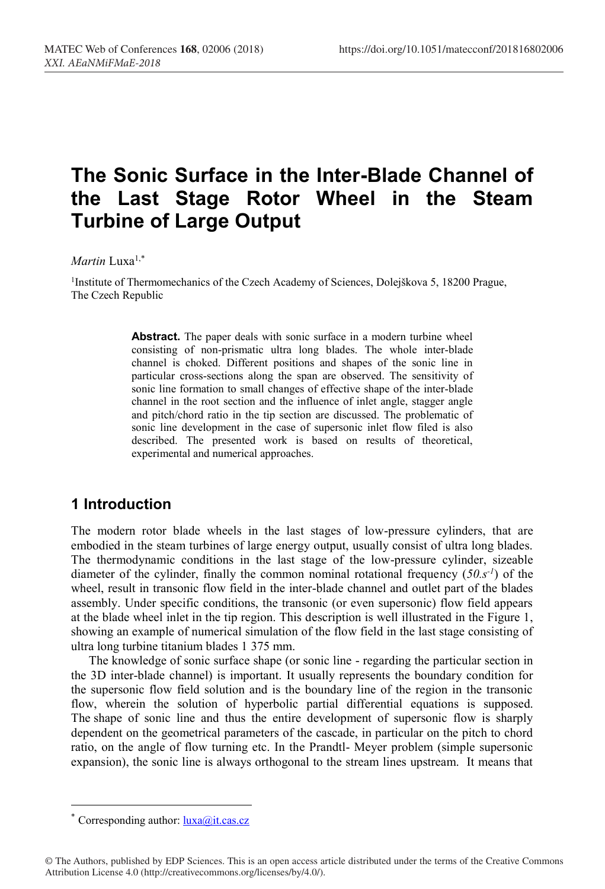# The Sonic Surface in the Inter-Blade Channel of the Last Stage Rotor Wheel in the Steam Turbine of Large Output

*Martin* Luxa[1,*]

[1]Institute of Thermomechanics of the Czech Academy of Sciences, Dolejškova 5, 18200 Prague, The Czech Republic

**Abstract.** The paper deals with sonic surface in a modern turbine wheel consisting of non-prismatic ultra long blades. The whole inter-blade channel is choked. Different positions and shapes of the sonic line in particular cross-sections along the span are observed. The sensitivity of sonic line formation to small changes of effective shape of the inter-blade channel in the root section and the influence of inlet angle, stagger angle and pitch/chord ratio in the tip section are discussed. The problematic of sonic line development in the case of supersonic inlet flow filed is also described. The presented work is based on results of theoretical, experimental and numerical approaches.

## 1 Introduction

The modern rotor blade wheels in the last stages of low-pressure cylinders, that are embodied in the steam turbines of large energy output, usually consist of ultra long blades. The thermodynamic conditions in the last stage of the low-pressure cylinder, sizeable diameter of the cylinder, finally the common nominal rotational frequency ($50.s^{-1}$) of the wheel, result in transonic flow field in the inter-blade channel and outlet part of the blades assembly. Under specific conditions, the transonic (or even supersonic) flow field appears at the blade wheel inlet in the tip region. This description is well illustrated in the Figure 1, showing an example of numerical simulation of the flow field in the last stage consisting of ultra long turbine titanium blades 1 375 mm.

The knowledge of sonic surface shape (or sonic line - regarding the particular section in the 3D inter-blade channel) is important. It usually represents the boundary condition for the supersonic flow field solution and is the boundary line of the region in the transonic flow, wherein the solution of hyperbolic partial differential equations is supposed. The shape of sonic line and thus the entire development of supersonic flow is sharply dependent on the geometrical parameters of the cascade, in particular on the pitch to chord ratio, on the angle of flow turning etc. In the Prandtl- Meyer problem (simple supersonic expansion), the sonic line is always orthogonal to the stream lines upstream. It means that

* Corresponding author: luxa@it.cas.cz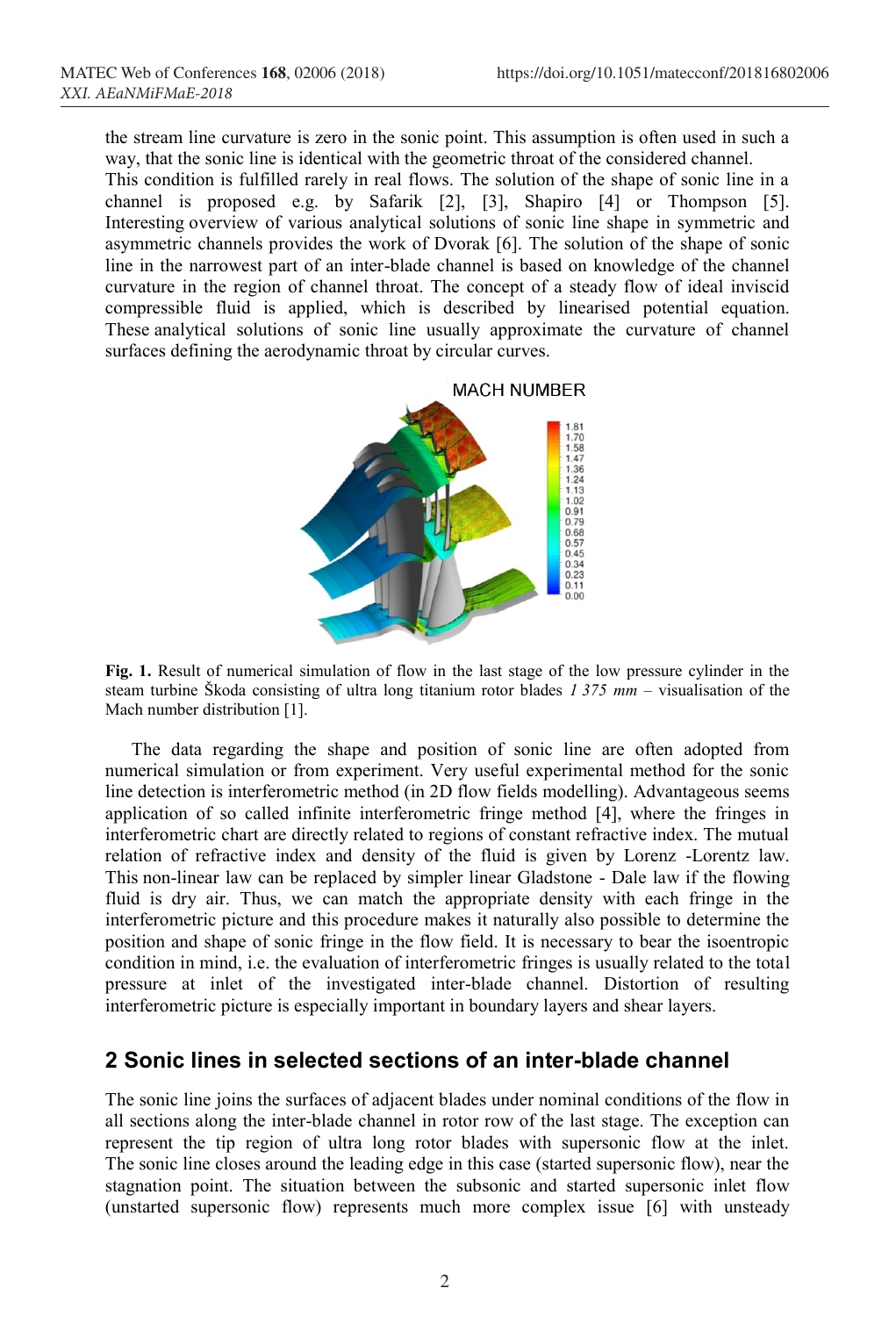the stream line curvature is zero in the sonic point. This assumption is often used in such a way, that the sonic line is identical with the geometric throat of the considered channel.
This condition is fulfilled rarely in real flows. The solution of the shape of sonic line in a channel is proposed e.g. by Safarik [2], [3], Shapiro [4] or Thompson [5]. Interesting overview of various analytical solutions of sonic line shape in symmetric and asymmetric channels provides the work of Dvorak [6]. The solution of the shape of sonic line in the narrowest part of an inter-blade channel is based on knowledge of the channel curvature in the region of channel throat. The concept of a steady flow of ideal inviscid compressible fluid is applied, which is described by linearised potential equation. These analytical solutions of sonic line usually approximate the curvature of channel surfaces defining the aerodynamic throat by circular curves.

**Fig. 1.** Result of numerical simulation of flow in the last stage of the low pressure cylinder in the steam turbine Škoda consisting of ultra long titanium rotor blades *1 375 mm* – visualisation of the Mach number distribution [1].

The data regarding the shape and position of sonic line are often adopted from numerical simulation or from experiment. Very useful experimental method for the sonic line detection is interferometric method (in 2D flow fields modelling). Advantageous seems application of so called infinite interferometric fringe method [4], where the fringes in interferometric chart are directly related to regions of constant refractive index. The mutual relation of refractive index and density of the fluid is given by Lorenz -Lorentz law. This non-linear law can be replaced by simpler linear Gladstone - Dale law if the flowing fluid is dry air. Thus, we can match the appropriate density with each fringe in the interferometric picture and this procedure makes it naturally also possible to determine the position and shape of sonic fringe in the flow field. It is necessary to bear the isentropic condition in mind, i.e. the evaluation of interferometric fringes is usually related to the total pressure at inlet of the investigated inter-blade channel. Distortion of resulting interferometric picture is especially important in boundary layers and shear layers.

## 2 Sonic lines in selected sections of an inter-blade channel

The sonic line joins the surfaces of adjacent blades under nominal conditions of the flow in all sections along the inter-blade channel in rotor row of the last stage. The exception can represent the tip region of ultra long rotor blades with supersonic flow at the inlet. The sonic line closes around the leading edge in this case (started supersonic flow), near the stagnation point. The situation between the subsonic and started supersonic inlet flow (unstarted supersonic flow) represents much more complex issue [6] with unsteady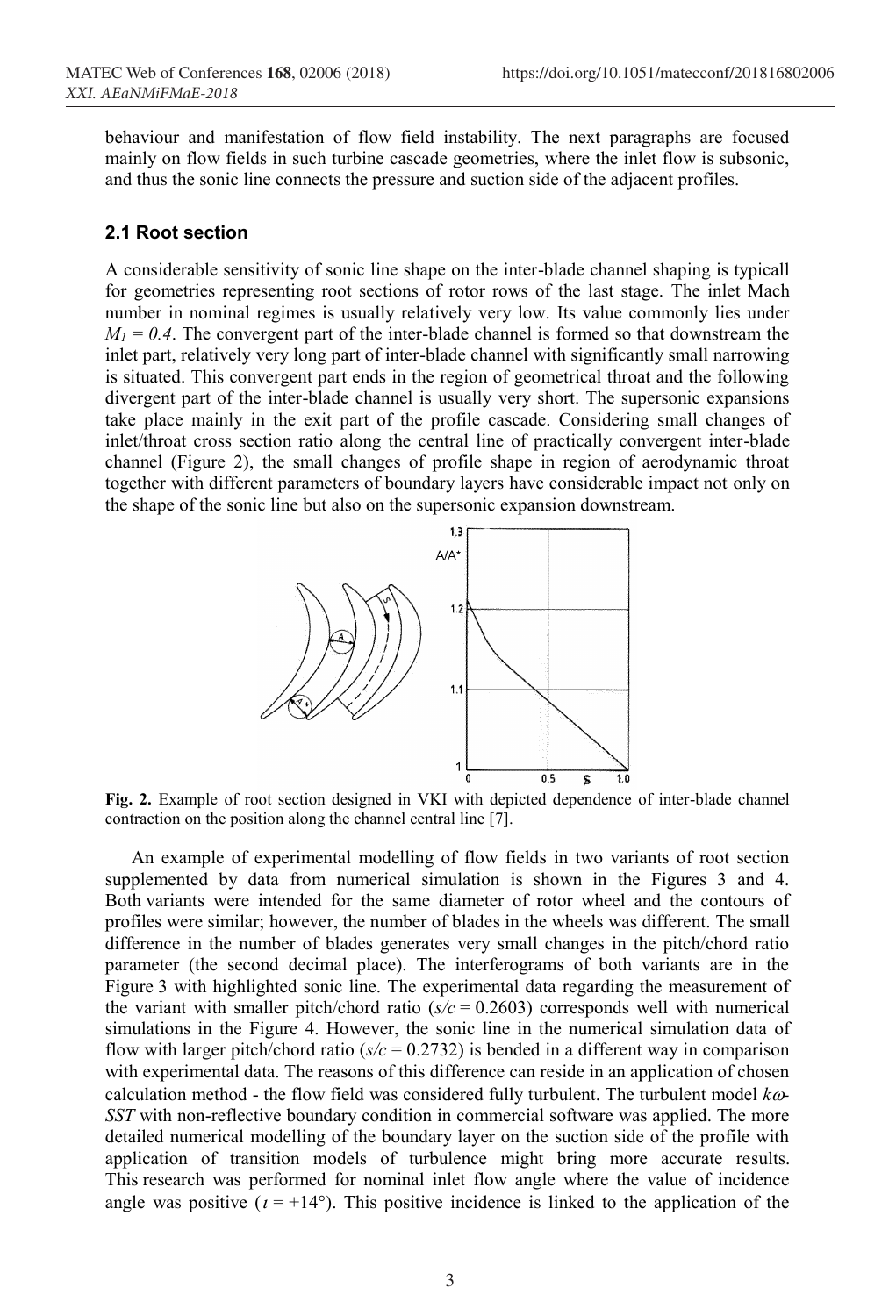behaviour and manifestation of flow field instability. The next paragraphs are focused mainly on flow fields in such turbine cascade geometries, where the inlet flow is subsonic, and thus the sonic line connects the pressure and suction side of the adjacent profiles.

### 2.1 Root section

A considerable sensitivity of sonic line shape on the inter-blade channel shaping is typicall for geometries representing root sections of rotor rows of the last stage. The inlet Mach number in nominal regimes is usually relatively very low. Its value commonly lies under $M_1 = 0.4$. The convergent part of the inter-blade channel is formed so that downstream the inlet part, relatively very long part of inter-blade channel with significantly small narrowing is situated. This convergent part ends in the region of geometrical throat and the following divergent part of the inter-blade channel is usually very short. The supersonic expansions take place mainly in the exit part of the profile cascade. Considering small changes of inlet/throat cross section ratio along the central line of practically convergent inter-blade channel (Figure 2), the small changes of profile shape in region of aerodynamic throat together with different parameters of boundary layers have considerable impact not only on the shape of the sonic line but also on the supersonic expansion downstream.

**Fig. 2.** Example of root section designed in VKI with depicted dependence of inter-blade channel contraction on the position along the channel central line [7].

An example of experimental modelling of flow fields in two variants of root section supplemented by data from numerical simulation is shown in the Figures 3 and 4. Both variants were intended for the same diameter of rotor wheel and the contours of profiles were similar; however, the number of blades in the wheels was different. The small difference in the number of blades generates very small changes in the pitch/chord ratio parameter (the second decimal place). The interferograms of both variants are in the Figure 3 with highlighted sonic line. The experimental data regarding the measurement of the variant with smaller pitch/chord ratio ($s/c = 0.2603$) corresponds well with numerical simulations in the Figure 4. However, the sonic line in the numerical simulation data of flow with larger pitch/chord ratio ($s/c = 0.2732$) is bended in a different way in comparison with experimental data. The reasons of this difference can reside in an application of chosen calculation method - the flow field was considered fully turbulent. The turbulent model *kω-SST* with non-reflective boundary condition in commercial software was applied. The more detailed numerical modelling of the boundary layer on the suction side of the profile with application of transition models of turbulence might bring more accurate results. This research was performed for nominal inlet flow angle where the value of incidence angle was positive ($\iota = +14°$). This positive incidence is linked to the application of the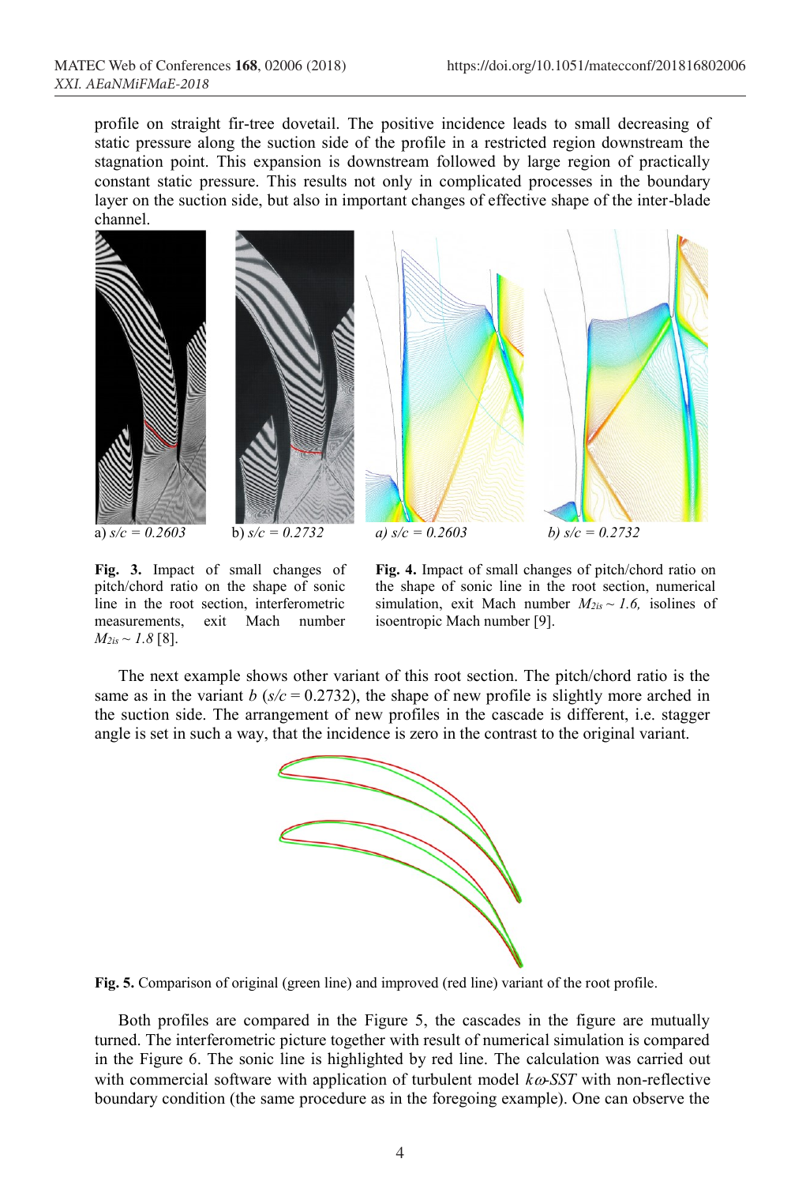profile on straight fir-tree dovetail. The positive incidence leads to small decreasing of static pressure along the suction side of the profile in a restricted region downstream the stagnation point. This expansion is downstream followed by large region of practically constant static pressure. This results not only in complicated processes in the boundary layer on the suction side, but also in important changes of effective shape of the inter-blade channel.

a) $s/c = 0.2603$ b) $s/c = 0.2732$

**Fig. 3.** Impact of small changes of pitch/chord ratio on the shape of sonic line in the root section, interferometric measurements, exit Mach number $M_{2is} \sim 1.8$ [8].

a) $s/c = 0.2603$ b) $s/c = 0.2732$

**Fig. 4.** Impact of small changes of pitch/chord ratio on the shape of sonic line in the root section, numerical simulation, exit Mach number $M_{2is} \sim 1.6$, isolines of isoentropic Mach number [9].

The next example shows other variant of this root section. The pitch/chord ratio is the same as in the variant *b* ($s/c = 0.2732$), the shape of new profile is slightly more arched in the suction side. The arrangement of new profiles in the cascade is different, i.e. stagger angle is set in such a way, that the incidence is zero in the contrast to the original variant.

**Fig. 5.** Comparison of original (green line) and improved (red line) variant of the root profile.

Both profiles are compared in the Figure 5, the cascades in the figure are mutually turned. The interferometric picture together with result of numerical simulation is compared in the Figure 6. The sonic line is highlighted by red line. The calculation was carried out with commercial software with application of turbulent model *kω-SST* with non-reflective boundary condition (the same procedure as in the foregoing example). One can observe the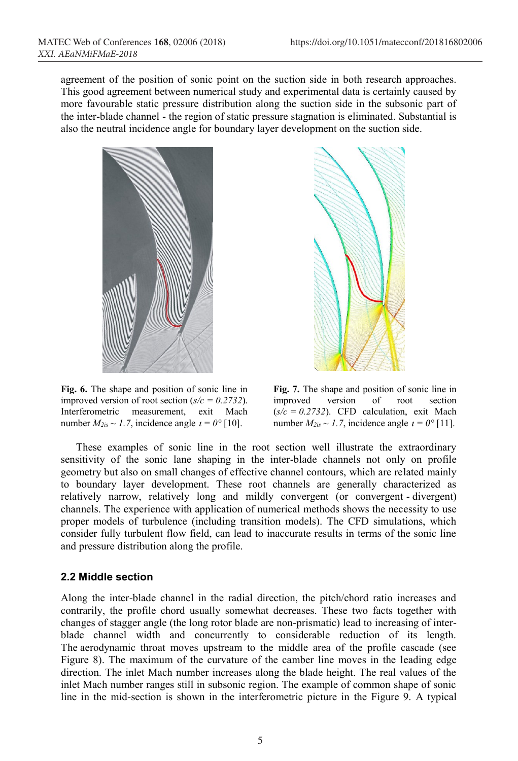agreement of the position of sonic point on the suction side in both research approaches. This good agreement between numerical study and experimental data is certainly caused by more favourable static pressure distribution along the suction side in the subsonic part of the inter-blade channel - the region of static pressure stagnation is eliminated. Substantial is also the neutral incidence angle for boundary layer development on the suction side.

**Fig. 6.** The shape and position of sonic line in improved version of root section (*s/c = 0.2732*). Interferometric measurement, exit Mach number $M_{2is} \sim 1.7$, incidence angle $\iota = 0°$ [10].

**Fig. 7.** The shape and position of sonic line in improved version of root section (*s/c = 0.2732*). CFD calculation, exit Mach number $M_{2is} \sim 1.7$, incidence angle $\iota = 0°$ [11].

These examples of sonic line in the root section well illustrate the extraordinary sensitivity of the sonic lane shaping in the inter-blade channels not only on profile geometry but also on small changes of effective channel contours, which are related mainly to boundary layer development. These root channels are generally characterized as relatively narrow, relatively long and mildly convergent (or convergent - divergent) channels. The experience with application of numerical methods shows the necessity to use proper models of turbulence (including transition models). The CFD simulations, which consider fully turbulent flow field, can lead to inaccurate results in terms of the sonic line and pressure distribution along the profile.

### 2.2 Middle section

Along the inter-blade channel in the radial direction, the pitch/chord ratio increases and contrarily, the profile chord usually somewhat decreases. These two facts together with changes of stagger angle (the long rotor blade are non-prismatic) lead to increasing of inter-blade channel width and concurrently to considerable reduction of its length. The aerodynamic throat moves upstream to the middle area of the profile cascade (see Figure 8). The maximum of the curvature of the camber line moves in the leading edge direction. The inlet Mach number increases along the blade height. The real values of the inlet Mach number ranges still in subsonic region. The example of common shape of sonic line in the mid-section is shown in the interferometric picture in the Figure 9. A typical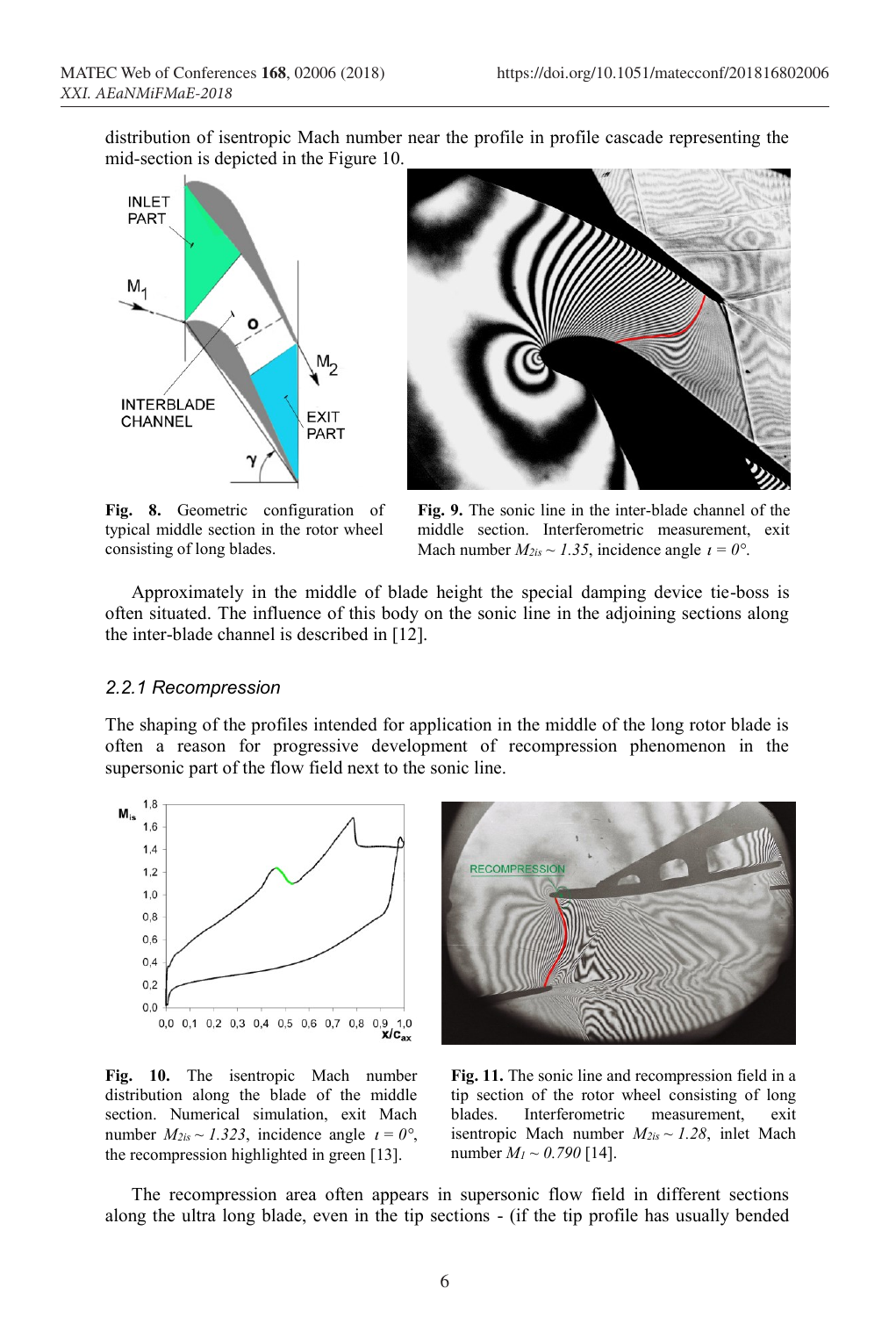distribution of isentropic Mach number near the profile in profile cascade representing the mid-section is depicted in the Figure 10.

**Fig. 8.** Geometric configuration of typical middle section in the rotor wheel consisting of long blades.

**Fig. 9.** The sonic line in the inter-blade channel of the middle section. Interferometric measurement, exit Mach number $M_{2is} \sim 1.35$, incidence angle $\iota = 0°$.

Approximately in the middle of blade height the special damping device tie-boss is often situated. The influence of this body on the sonic line in the adjoining sections along the inter-blade channel is described in [12].

### *2.2.1 Recompression*

The shaping of the profiles intended for application in the middle of the long rotor blade is often a reason for progressive development of recompression phenomenon in the supersonic part of the flow field next to the sonic line.

**Fig. 10.** The isentropic Mach number distribution along the blade of the middle section. Numerical simulation, exit Mach number $M_{2is} \sim 1.323$, incidence angle $\iota = 0°$, the recompression highlighted in green [13].

**Fig. 11.** The sonic line and recompression field in a tip section of the rotor wheel consisting of long blades. Interferometric measurement, exit isentropic Mach number $M_{2is} \sim 1.28$, inlet Mach number $M_1 \sim 0.790$ [14].

The recompression area often appears in supersonic flow field in different sections along the ultra long blade, even in the tip sections - (if the tip profile has usually bended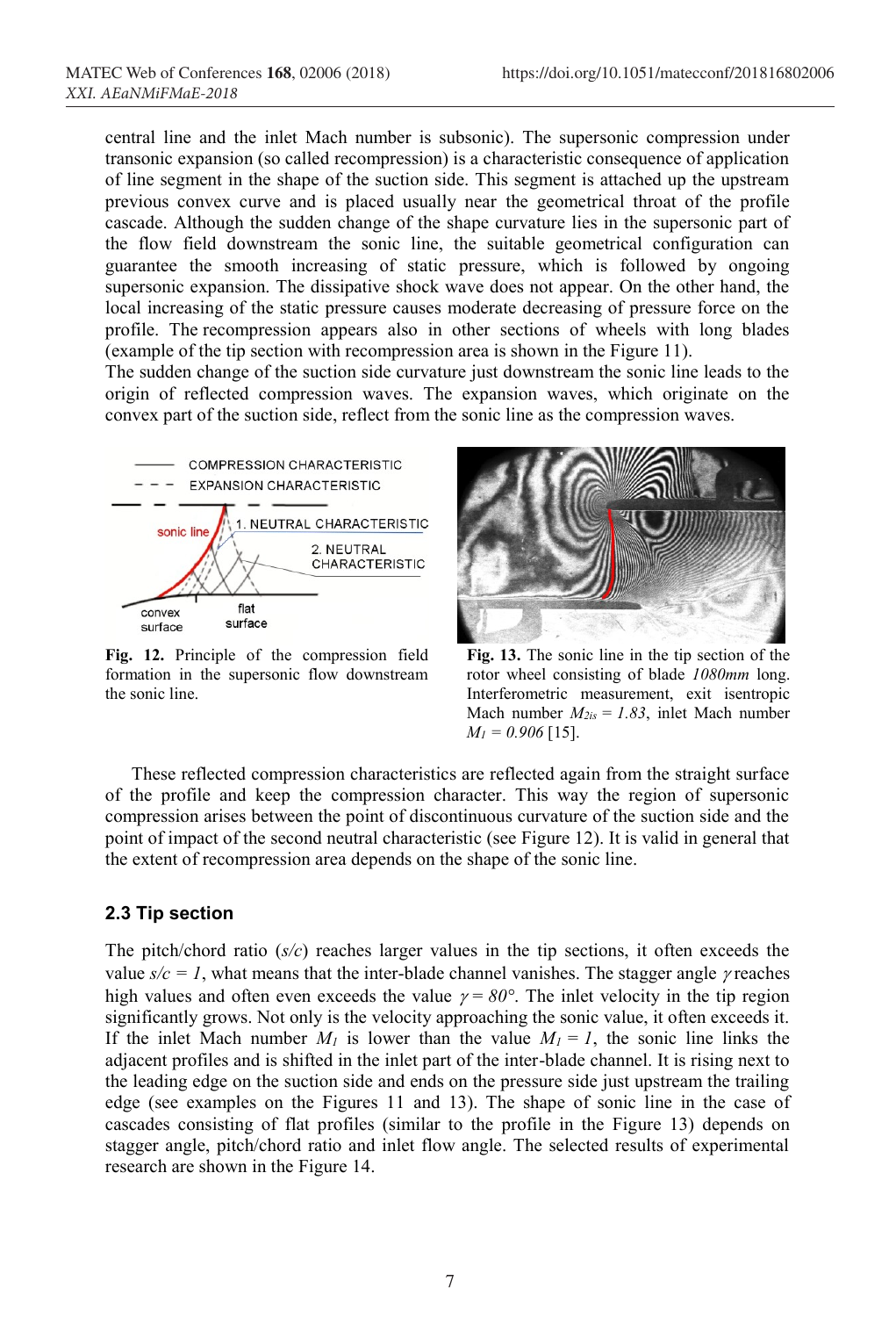central line and the inlet Mach number is subsonic). The supersonic compression under transonic expansion (so called recompression) is a characteristic consequence of application of line segment in the shape of the suction side. This segment is attached up the upstream previous convex curve and is placed usually near the geometrical throat of the profile cascade. Although the sudden change of the shape curvature lies in the supersonic part of the flow field downstream the sonic line, the suitable geometrical configuration can guarantee the smooth increasing of static pressure, which is followed by ongoing supersonic expansion. The dissipative shock wave does not appear. On the other hand, the local increasing of the static pressure causes moderate decreasing of pressure force on the profile. The recompression appears also in other sections of wheels with long blades (example of the tip section with recompression area is shown in the Figure 11).

The sudden change of the suction side curvature just downstream the sonic line leads to the origin of reflected compression waves. The expansion waves, which originate on the convex part of the suction side, reflect from the sonic line as the compression waves.

**Fig. 12.** Principle of the compression field formation in the supersonic flow downstream the sonic line.

**Fig. 13.** The sonic line in the tip section of the rotor wheel consisting of blade *1080mm* long. Interferometric measurement, exit isentropic Mach number $M_{2is} = 1.83$, inlet Mach number $M_1 = 0.906$ [15].

These reflected compression characteristics are reflected again from the straight surface of the profile and keep the compression character. This way the region of supersonic compression arises between the point of discontinuous curvature of the suction side and the point of impact of the second neutral characteristic (see Figure 12). It is valid in general that the extent of recompression area depends on the shape of the sonic line.

### 2.3 Tip section

The pitch/chord ratio ($s/c$) reaches larger values in the tip sections, it often exceeds the value $s/c = 1$, what means that the inter-blade channel vanishes. The stagger angle $\gamma$ reaches high values and often even exceeds the value $\gamma = 80°$. The inlet velocity in the tip region significantly grows. Not only is the velocity approaching the sonic value, it often exceeds it. If the inlet Mach number $M_1$ is lower than the value $M_1 = 1$, the sonic line links the adjacent profiles and is shifted in the inlet part of the inter-blade channel. It is rising next to the leading edge on the suction side and ends on the pressure side just upstream the trailing edge (see examples on the Figures 11 and 13). The shape of sonic line in the case of cascades consisting of flat profiles (similar to the profile in the Figure 13) depends on stagger angle, pitch/chord ratio and inlet flow angle. The selected results of experimental research are shown in the Figure 14.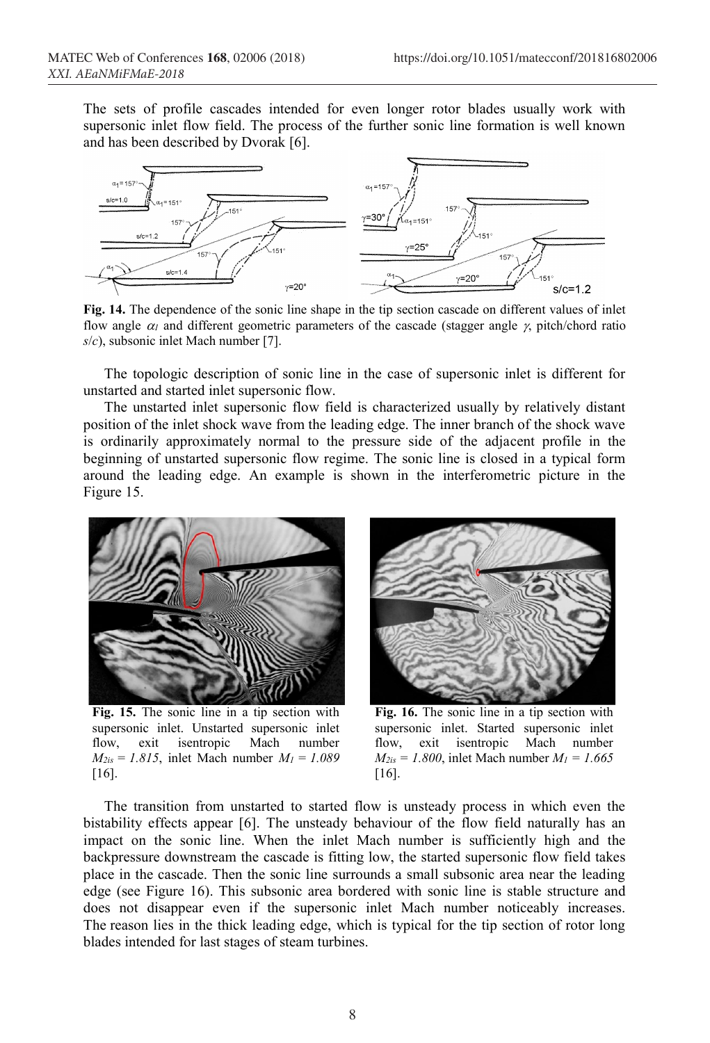The sets of profile cascades intended for even longer rotor blades usually work with supersonic inlet flow field. The process of the further sonic line formation is well known and has been described by Dvorak [6].

**Fig. 14.** The dependence of the sonic line shape in the tip section cascade on different values of inlet flow angle $\alpha_1$ and different geometric parameters of the cascade (stagger angle $\gamma$, pitch/chord ratio $s/c$), subsonic inlet Mach number [7].

The topologic description of sonic line in the case of supersonic inlet is different for unstarted and started inlet supersonic flow.

The unstarted inlet supersonic flow field is characterized usually by relatively distant position of the inlet shock wave from the leading edge. The inner branch of the shock wave is ordinarily approximately normal to the pressure side of the adjacent profile in the beginning of unstarted supersonic flow regime. The sonic line is closed in a typical form around the leading edge. An example is shown in the interferometric picture in the Figure 15.

**Fig. 15.** The sonic line in a tip section with supersonic inlet. Unstarted supersonic inlet flow, exit isentropic Mach number $M_{2is} = 1.815$, inlet Mach number $M_1 = 1.089$ [16].

**Fig. 16.** The sonic line in a tip section with supersonic inlet. Started supersonic inlet flow, exit isentropic Mach number $M_{2is} = 1.800$, inlet Mach number $M_1 = 1.665$ [16].

The transition from unstarted to started flow is unsteady process in which even the bistability effects appear [6]. The unsteady behaviour of the flow field naturally has an impact on the sonic line. When the inlet Mach number is sufficiently high and the backpressure downstream the cascade is fitting low, the started supersonic flow field takes place in the cascade. Then the sonic line surrounds a small subsonic area near the leading edge (see Figure 16). This subsonic area bordered with sonic line is stable structure and does not disappear even if the supersonic inlet Mach number noticeably increases. The reason lies in the thick leading edge, which is typical for the tip section of rotor long blades intended for last stages of steam turbines.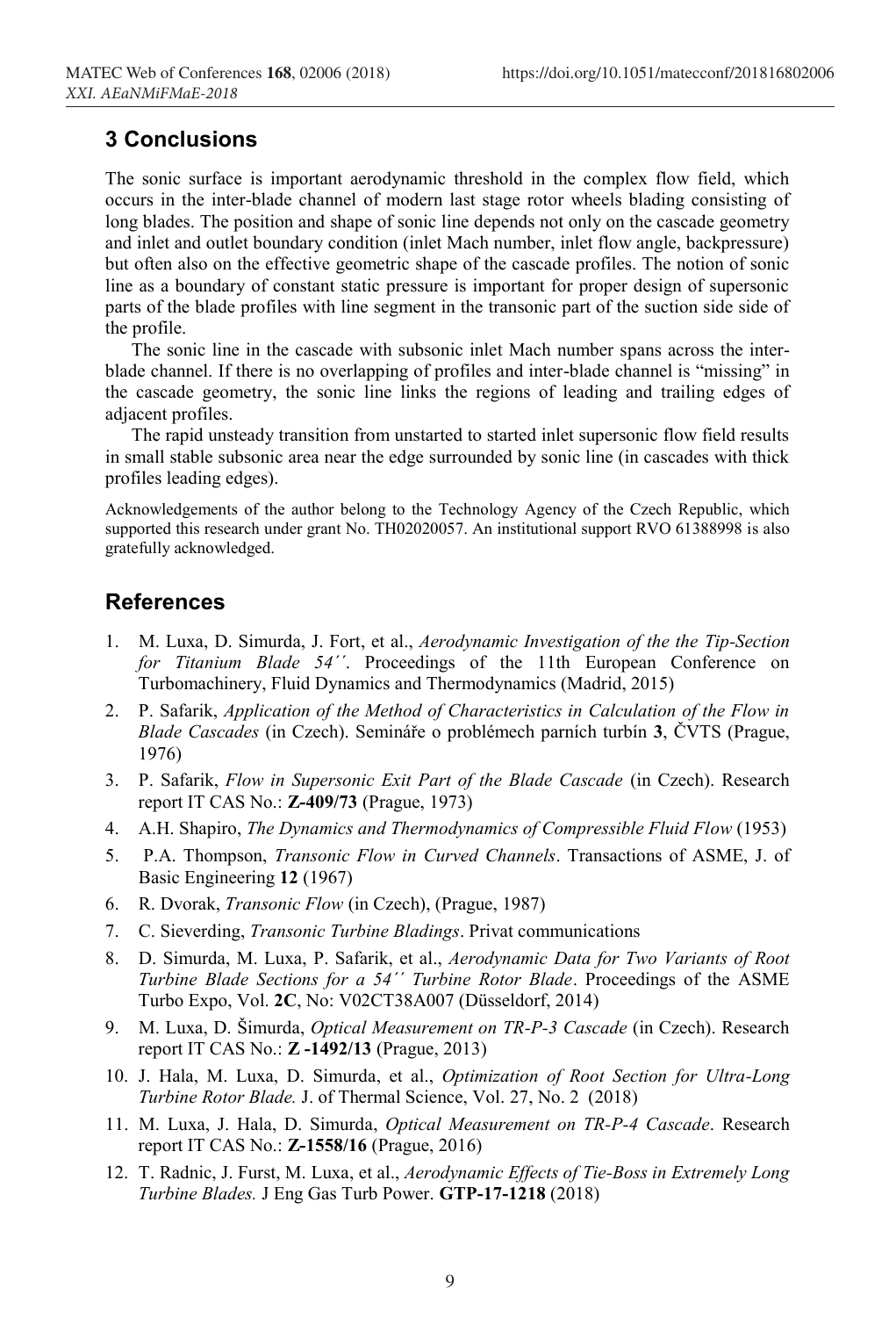## 3 Conclusions

The sonic surface is important aerodynamic threshold in the complex flow field, which occurs in the inter-blade channel of modern last stage rotor wheels blading consisting of long blades. The position and shape of sonic line depends not only on the cascade geometry and inlet and outlet boundary condition (inlet Mach number, inlet flow angle, backpressure) but often also on the effective geometric shape of the cascade profiles. The notion of sonic line as a boundary of constant static pressure is important for proper design of supersonic parts of the blade profiles with line segment in the transonic part of the suction side side of the profile.

The sonic line in the cascade with subsonic inlet Mach number spans across the inter-blade channel. If there is no overlapping of profiles and inter-blade channel is "missing" in the cascade geometry, the sonic line links the regions of leading and trailing edges of adjacent profiles.

The rapid unsteady transition from unstarted to started inlet supersonic flow field results in small stable subsonic area near the edge surrounded by sonic line (in cascades with thick profiles leading edges).

Acknowledgements of the author belong to the Technology Agency of the Czech Republic, which supported this research under grant No. TH02020057. An institutional support RVO 61388998 is also gratefully acknowledged.

## References

1. M. Luxa, D. Simurda, J. Fort, et al., *Aerodynamic Investigation of the the Tip-Section for Titanium Blade 54´´*. Proceedings of the 11th European Conference on Turbomachinery, Fluid Dynamics and Thermodynamics (Madrid, 2015)
2. P. Safarik, *Application of the Method of Characteristics in Calculation of the Flow in Blade Cascades* (in Czech). Semináře o problémech parních turbín **3**, ČVTS (Prague, 1976)
3. P. Safarik, *Flow in Supersonic Exit Part of the Blade Cascade* (in Czech). Research report IT CAS No.: **Z-409/73** (Prague, 1973)
4. A.H. Shapiro, *The Dynamics and Thermodynamics of Compressible Fluid Flow* (1953)
5. P.A. Thompson, *Transonic Flow in Curved Channels*. Transactions of ASME, J. of Basic Engineering **12** (1967)
6. R. Dvorak, *Transonic Flow* (in Czech), (Prague, 1987)
7. C. Sieverding, *Transonic Turbine Bladings*. Privat communications
8. D. Simurda, M. Luxa, P. Safarik, et al., *Aerodynamic Data for Two Variants of Root Turbine Blade Sections for a 54´´ Turbine Rotor Blade*. Proceedings of the ASME Turbo Expo, Vol. **2C**, No: V02CT38A007 (Düsseldorf, 2014)
9. M. Luxa, D. Šimurda, *Optical Measurement on TR-P-3 Cascade* (in Czech). Research report IT CAS No.: **Z -1492/13** (Prague, 2013)
10. J. Hala, M. Luxa, D. Simurda, et al., *Optimization of Root Section for Ultra-Long Turbine Rotor Blade.* J. of Thermal Science, Vol. 27, No. 2 (2018)
11. M. Luxa, J. Hala, D. Simurda, *Optical Measurement on TR-P-4 Cascade*. Research report IT CAS No.: **Z-1558/16** (Prague, 2016)
12. T. Radnic, J. Furst, M. Luxa, et al., *Aerodynamic Effects of Tie-Boss in Extremely Long Turbine Blades.* J Eng Gas Turb Power. **GTP-17-1218** (2018)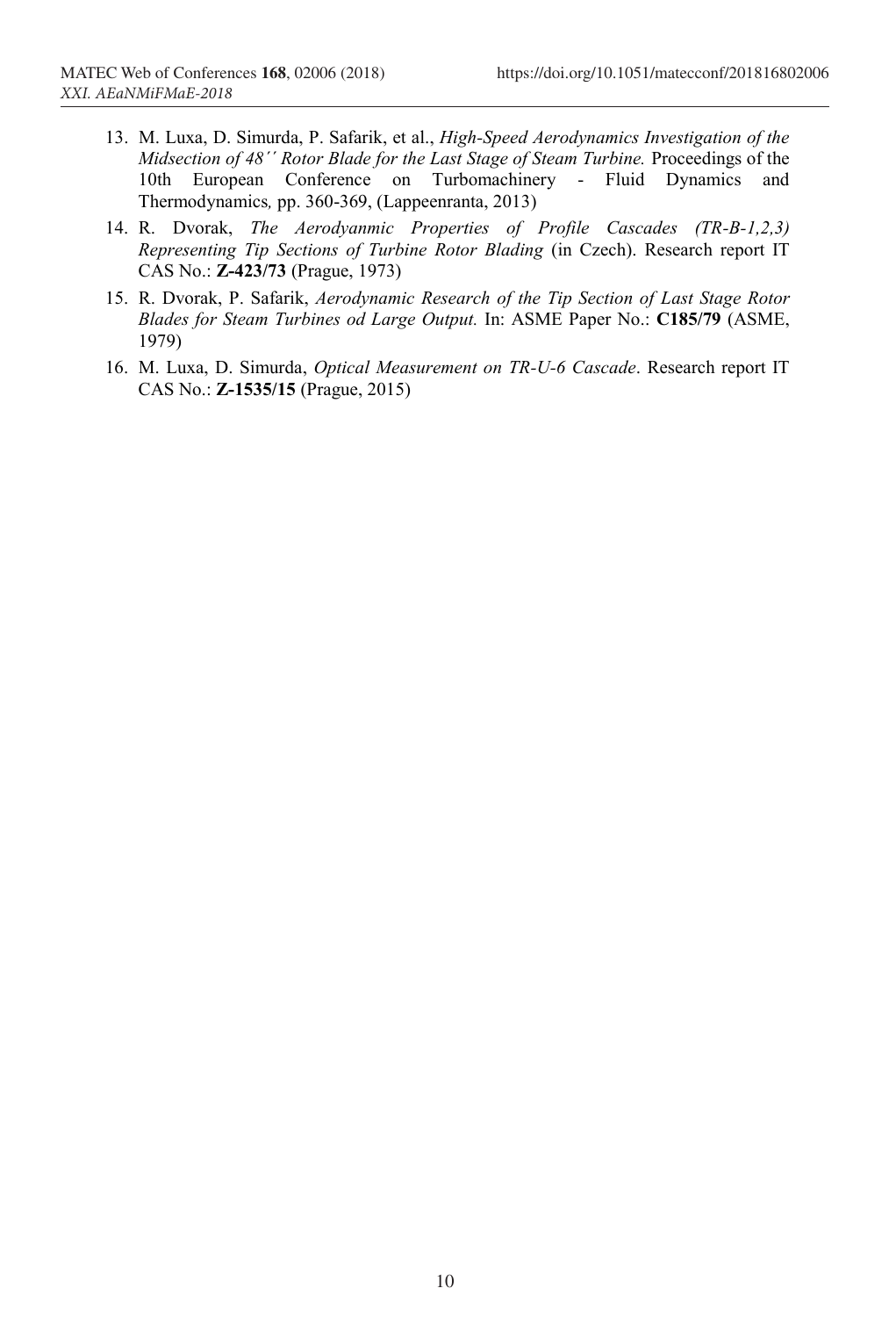13. M. Luxa, D. Simurda, P. Safarik, et al., *High-Speed Aerodynamics Investigation of the Midsection of 48´´ Rotor Blade for the Last Stage of Steam Turbine.* Proceedings of the 10th European Conference on Turbomachinery - Fluid Dynamics and Thermodynamics*,* pp. 360-369, (Lappeenranta, 2013)
14. R. Dvorak, *The Aerodyanmic Properties of Profile Cascades (TR-B-1,2,3) Representing Tip Sections of Turbine Rotor Blading* (in Czech). Research report IT CAS No.: **Z-423/73** (Prague, 1973)
15. R. Dvorak, P. Safarik, *Aerodynamic Research of the Tip Section of Last Stage Rotor Blades for Steam Turbines od Large Output.* In: ASME Paper No.: **C185/79** (ASME, 1979)
16. M. Luxa, D. Simurda, *Optical Measurement on TR-U-6 Cascade*. Research report IT CAS No.: **Z-1535/15** (Prague, 2015)